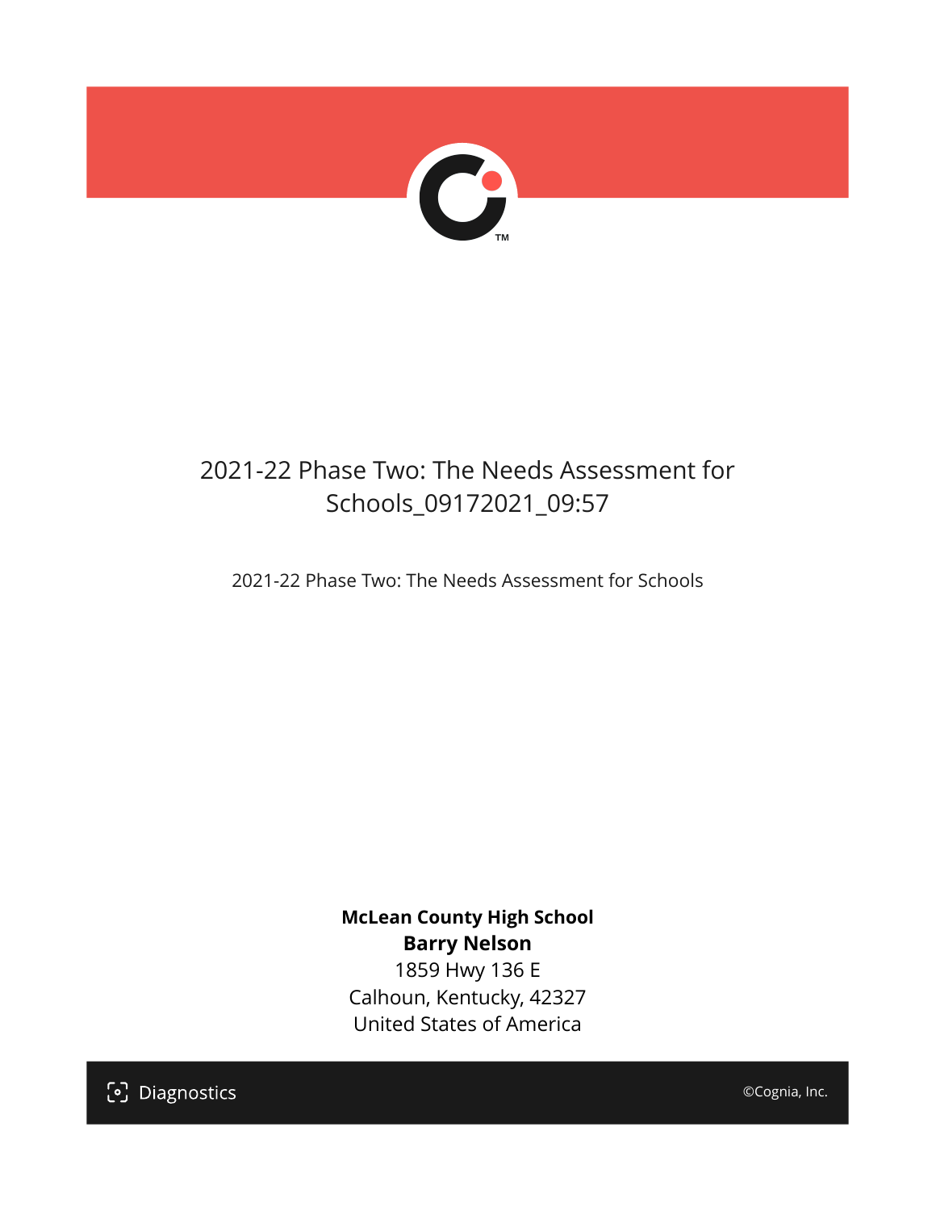# 2021-22 Phase Two: The Needs Assessment for Schools_09172021_09:57

2021-22 Phase Two: The Needs Assessment for Schools

**McLean County High School**
**Barry Nelson**
1859 Hwy 136 E
Calhoun, Kentucky, 42327
United States of America

Diagnostics

©Cognia, Inc.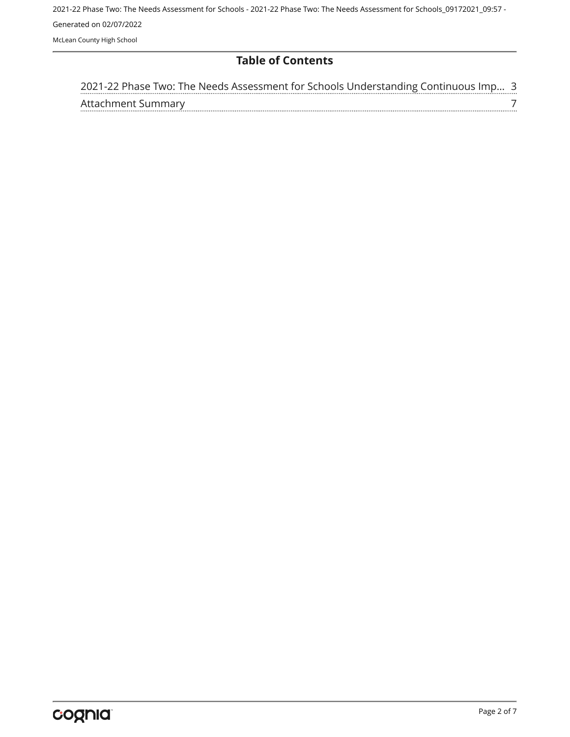# Table of Contents

| | |
|---|---|
| 2021-22 Phase Two: The Needs Assessment for Schools Understanding Continuous Imp... | 3 |
| Attachment Summary | 7 |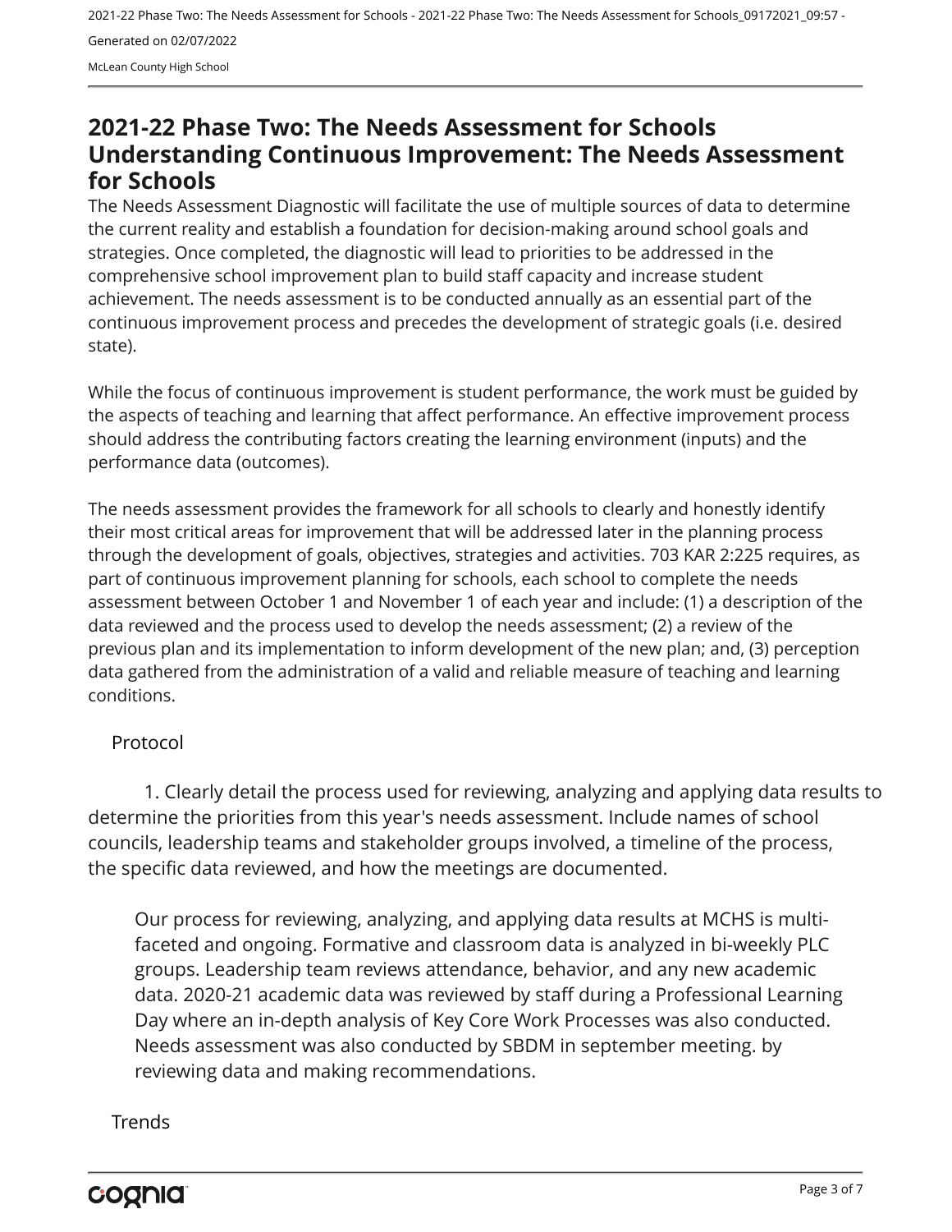# 2021-22 Phase Two: The Needs Assessment for Schools Understanding Continuous Improvement: The Needs Assessment for Schools

The Needs Assessment Diagnostic will facilitate the use of multiple sources of data to determine the current reality and establish a foundation for decision-making around school goals and strategies. Once completed, the diagnostic will lead to priorities to be addressed in the comprehensive school improvement plan to build staff capacity and increase student achievement. The needs assessment is to be conducted annually as an essential part of the continuous improvement process and precedes the development of strategic goals (i.e. desired state).

While the focus of continuous improvement is student performance, the work must be guided by the aspects of teaching and learning that affect performance. An effective improvement process should address the contributing factors creating the learning environment (inputs) and the performance data (outcomes).

The needs assessment provides the framework for all schools to clearly and honestly identify their most critical areas for improvement that will be addressed later in the planning process through the development of goals, objectives, strategies and activities. 703 KAR 2:225 requires, as part of continuous improvement planning for schools, each school to complete the needs assessment between October 1 and November 1 of each year and include: (1) a description of the data reviewed and the process used to develop the needs assessment; (2) a review of the previous plan and its implementation to inform development of the new plan; and, (3) perception data gathered from the administration of a valid and reliable measure of teaching and learning conditions.

## Protocol

1. Clearly detail the process used for reviewing, analyzing and applying data results to determine the priorities from this year's needs assessment. Include names of school councils, leadership teams and stakeholder groups involved, a timeline of the process, the specific data reviewed, and how the meetings are documented.

> Our process for reviewing, analyzing, and applying data results at MCHS is multi-faceted and ongoing. Formative and classroom data is analyzed in bi-weekly PLC groups. Leadership team reviews attendance, behavior, and any new academic data. 2020-21 academic data was reviewed by staff during a Professional Learning Day where an in-depth analysis of Key Core Work Processes was also conducted. Needs assessment was also conducted by SBDM in september meeting. by reviewing data and making recommendations.

## Trends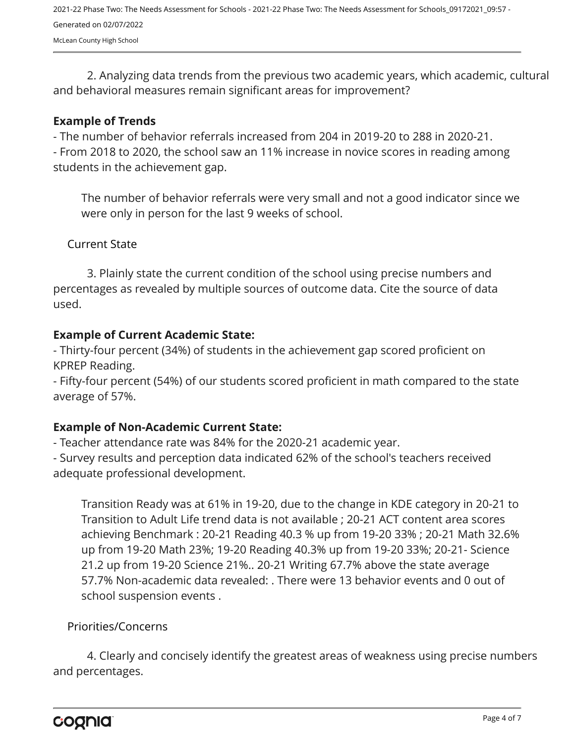2. Analyzing data trends from the previous two academic years, which academic, cultural and behavioral measures remain significant areas for improvement?

**Example of Trends**

- The number of behavior referrals increased from 204 in 2019-20 to 288 in 2020-21.
- From 2018 to 2020, the school saw an 11% increase in novice scores in reading among students in the achievement gap.

The number of behavior referrals were very small and not a good indicator since we were only in person for the last 9 weeks of school.

## Current State

3. Plainly state the current condition of the school using precise numbers and percentages as revealed by multiple sources of outcome data. Cite the source of data used.

**Example of Current Academic State:**

- Thirty-four percent (34%) of students in the achievement gap scored proficient on KPREP Reading.
- Fifty-four percent (54%) of our students scored proficient in math compared to the state average of 57%.

**Example of Non-Academic Current State:**

- Teacher attendance rate was 84% for the 2020-21 academic year.
- Survey results and perception data indicated 62% of the school's teachers received adequate professional development.

Transition Ready was at 61% in 19-20, due to the change in KDE category in 20-21 to Transition to Adult Life trend data is not available ; 20-21 ACT content area scores achieving Benchmark : 20-21 Reading 40.3 % up from 19-20 33% ; 20-21 Math 32.6% up from 19-20 Math 23%; 19-20 Reading 40.3% up from 19-20 33%; 20-21- Science 21.2 up from 19-20 Science 21%.. 20-21 Writing 67.7% above the state average 57.7% Non-academic data revealed: . There were 13 behavior events and 0 out of school suspension events .

## Priorities/Concerns

4. Clearly and concisely identify the greatest areas of weakness using precise numbers and percentages.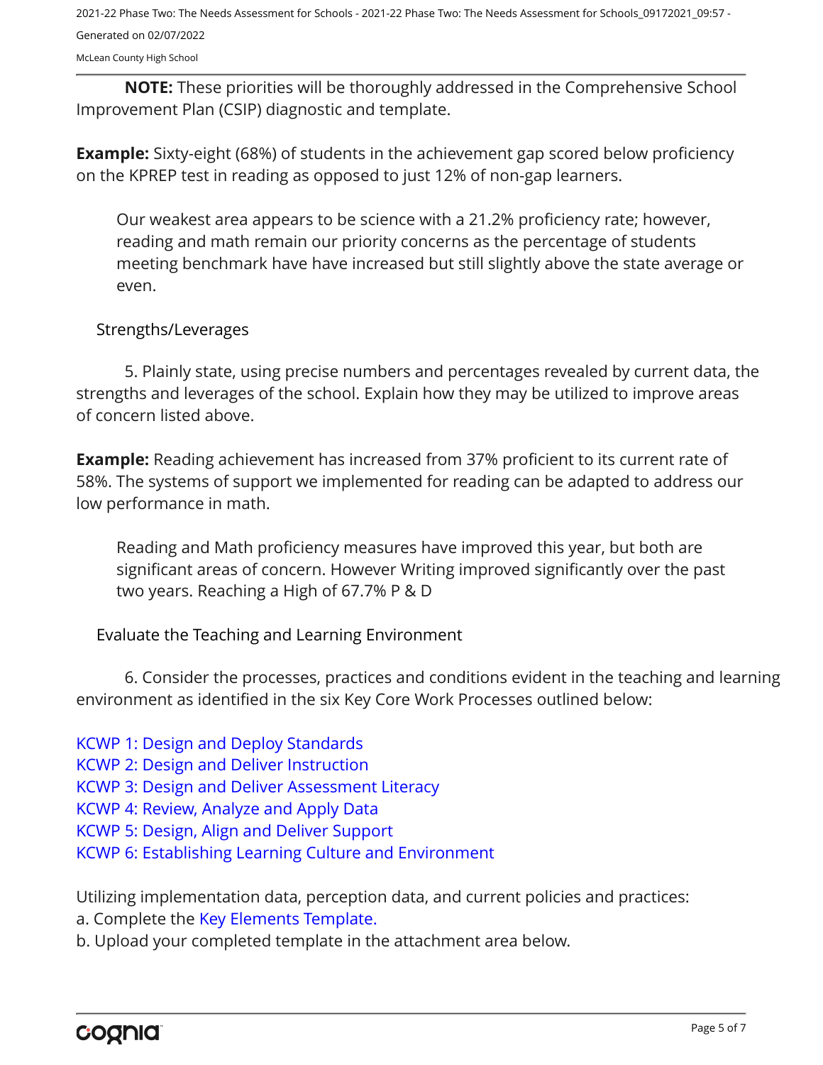**NOTE:** These priorities will be thoroughly addressed in the Comprehensive School Improvement Plan (CSIP) diagnostic and template.

**Example:** Sixty-eight (68%) of students in the achievement gap scored below proficiency on the KPREP test in reading as opposed to just 12% of non-gap learners.

> Our weakest area appears to be science with a 21.2% proficiency rate; however, reading and math remain our priority concerns as the percentage of students meeting benchmark have have increased but still slightly above the state average or even.

### Strengths/Leverages

5. Plainly state, using precise numbers and percentages revealed by current data, the strengths and leverages of the school. Explain how they may be utilized to improve areas of concern listed above.

**Example:** Reading achievement has increased from 37% proficient to its current rate of 58%. The systems of support we implemented for reading can be adapted to address our low performance in math.

> Reading and Math proficiency measures have improved this year, but both are significant areas of concern. However Writing improved significantly over the past two years. Reaching a High of 67.7% P & D

### Evaluate the Teaching and Learning Environment

6. Consider the processes, practices and conditions evident in the teaching and learning environment as identified in the six Key Core Work Processes outlined below:

KCWP 1: Design and Deploy Standards
KCWP 2: Design and Deliver Instruction
KCWP 3: Design and Deliver Assessment Literacy
KCWP 4: Review, Analyze and Apply Data
KCWP 5: Design, Align and Deliver Support
KCWP 6: Establishing Learning Culture and Environment

Utilizing implementation data, perception data, and current policies and practices:
a. Complete the Key Elements Template.
b. Upload your completed template in the attachment area below.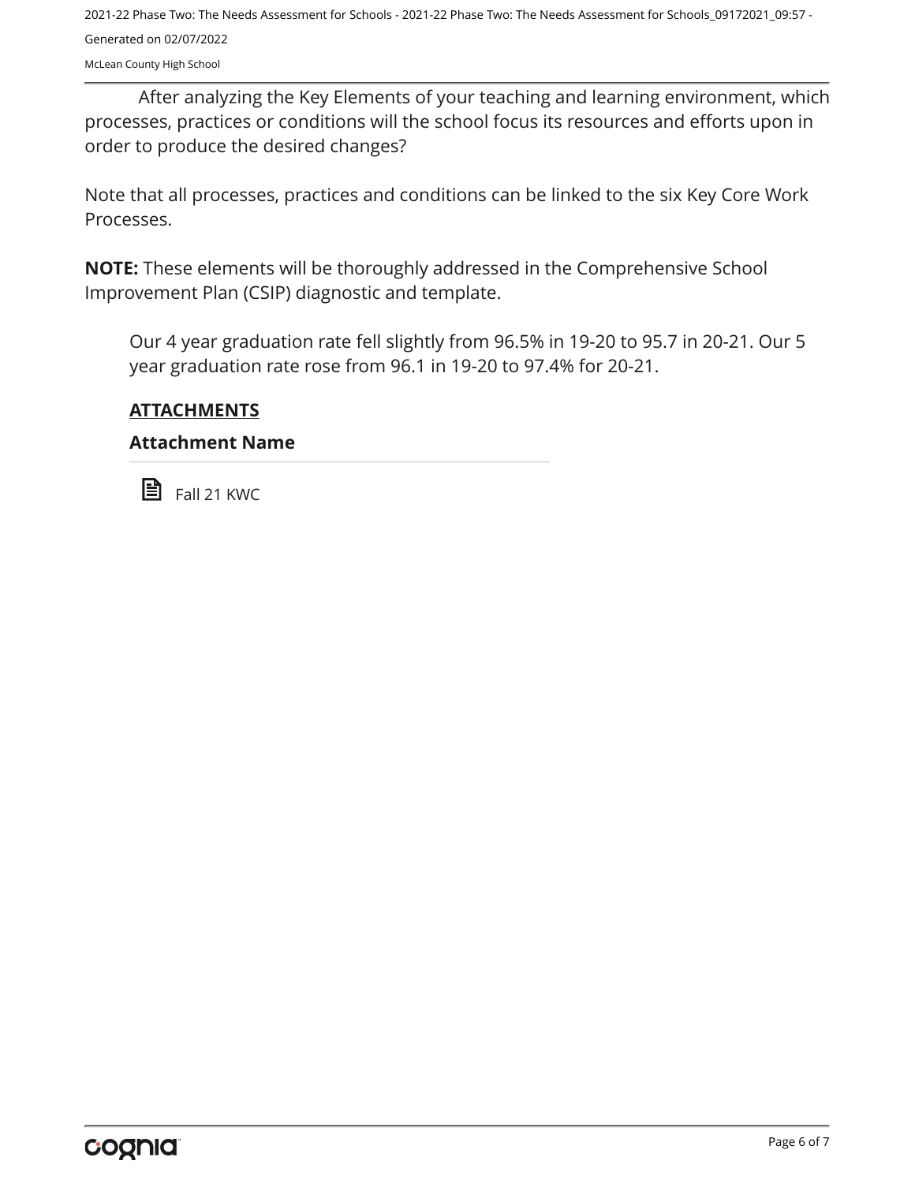After analyzing the Key Elements of your teaching and learning environment, which processes, practices or conditions will the school focus its resources and efforts upon in order to produce the desired changes?

Note that all processes, practices and conditions can be linked to the six Key Core Work Processes.

**NOTE:** These elements will be thoroughly addressed in the Comprehensive School Improvement Plan (CSIP) diagnostic and template.

Our 4 year graduation rate fell slightly from 96.5% in 19-20 to 95.7 in 20-21. Our 5 year graduation rate rose from 96.1 in 19-20 to 97.4% for 20-21.

## ATTACHMENTS

### Attachment Name

Fall 21 KWC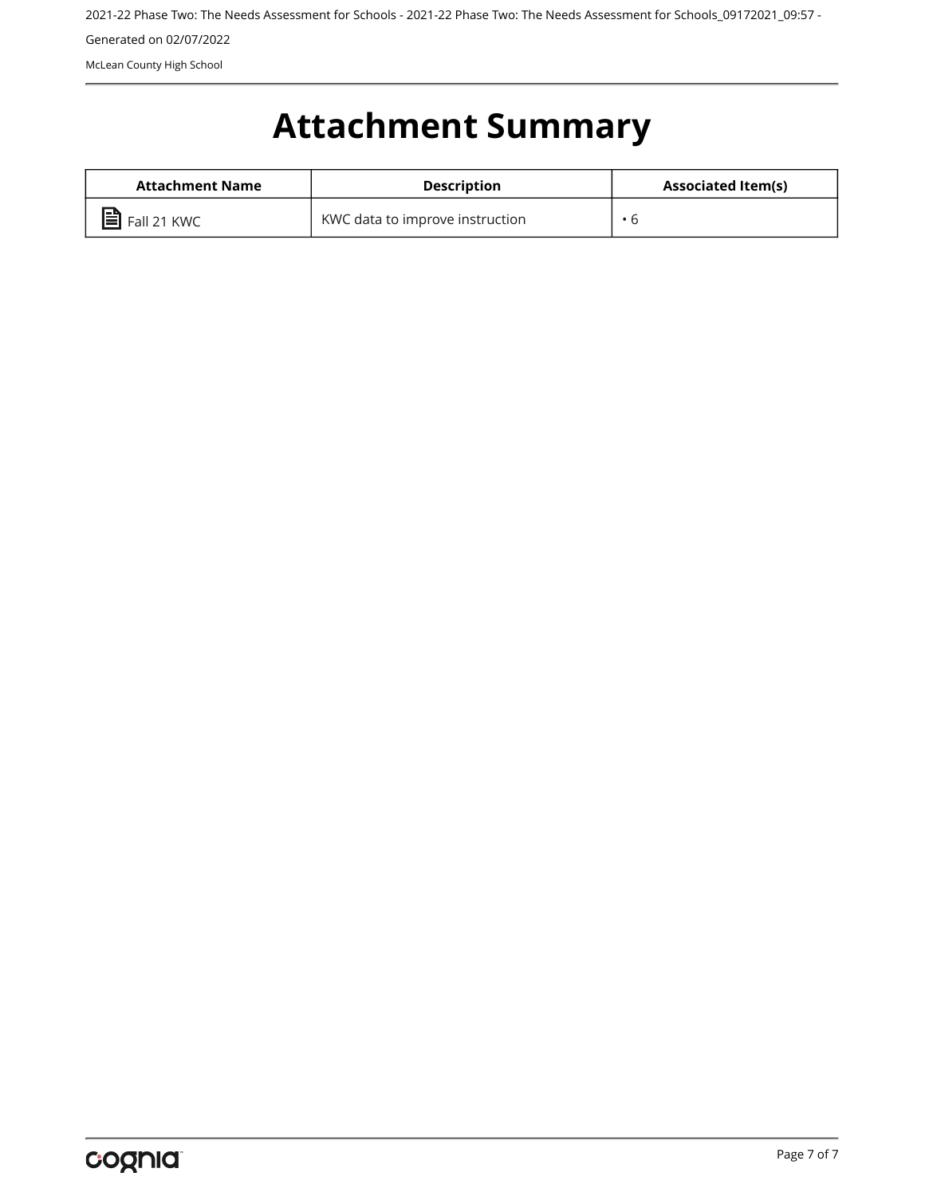# Attachment Summary

| Attachment Name | Description | Associated Item(s) |
| --- | --- | --- |
| Fall 21 KWC | KWC data to improve instruction | • 6 |